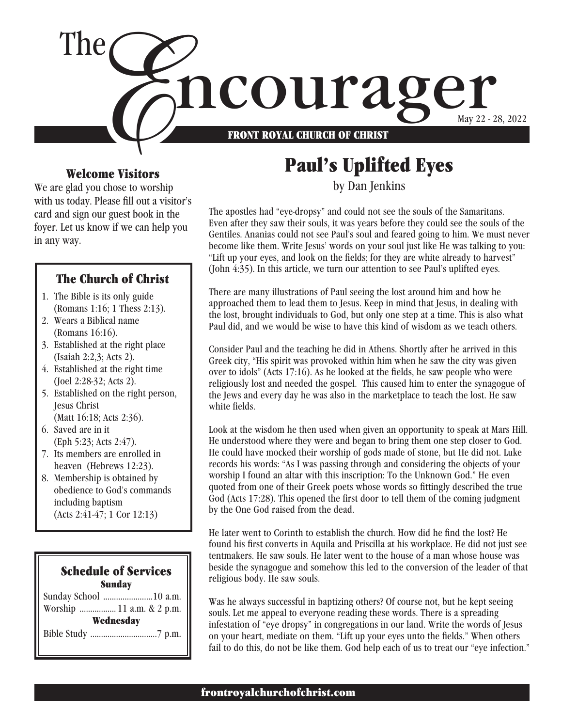# The Encourager

May 22 - 28, 2022

FRONT ROYAL CHURCH OF CHRIST

### Welcome Visitors

We are glad you chose to worship with us today. Please fill out a visitor's card and sign our guest book in the foyer. Let us know if we can help you in any way.

### The Church of Christ

1. The Bible is its only guide (Romans 1:16; 1 Thess 2:13).
2. Wears a Biblical name (Romans 16:16).
3. Established at the right place (Isaiah 2:2,3; Acts 2).
4. Established at the right time (Joel 2:28-32; Acts 2).
5. Established on the right person, Jesus Christ (Matt 16:18; Acts 2:36).
6. Saved are in it (Eph 5:23; Acts 2:47).
7. Its members are enrolled in heaven (Hebrews 12:23).
8. Membership is obtained by obedience to God's commands including baptism (Acts 2:41-47; 1 Cor 12:13)

### Schedule of Services

**Sunday**

Sunday School .......................10 a.m.
Worship ................. 11 a.m. & 2 p.m.

**Wednesday**

Bible Study ...............................7 p.m.

## Paul's Uplifted Eyes

by Dan Jenkins

The apostles had "eye-dropsy" and could not see the souls of the Samaritans. Even after they saw their souls, it was years before they could see the souls of the Gentiles. Ananias could not see Paul's soul and feared going to him. We must never become like them. Write Jesus' words on your soul just like He was talking to you: "Lift up your eyes, and look on the fields; for they are white already to harvest" (John 4:35). In this article, we turn our attention to see Paul's uplifted eyes.

There are many illustrations of Paul seeing the lost around him and how he approached them to lead them to Jesus. Keep in mind that Jesus, in dealing with the lost, brought individuals to God, but only one step at a time. This is also what Paul did, and we would be wise to have this kind of wisdom as we teach others.

Consider Paul and the teaching he did in Athens. Shortly after he arrived in this Greek city, "His spirit was provoked within him when he saw the city was given over to idols" (Acts 17:16). As he looked at the fields, he saw people who were religiously lost and needed the gospel. This caused him to enter the synagogue of the Jews and every day he was also in the marketplace to teach the lost. He saw white fields.

Look at the wisdom he then used when given an opportunity to speak at Mars Hill. He understood where they were and began to bring them one step closer to God. He could have mocked their worship of gods made of stone, but He did not. Luke records his words: "As I was passing through and considering the objects of your worship I found an altar with this inscription: To the Unknown God." He even quoted from one of their Greek poets whose words so fittingly described the true God (Acts 17:28). This opened the first door to tell them of the coming judgment by the One God raised from the dead.

He later went to Corinth to establish the church. How did he find the lost? He found his first converts in Aquila and Priscilla at his workplace. He did not just see tentmakers. He saw souls. He later went to the house of a man whose house was beside the synagogue and somehow this led to the conversion of the leader of that religious body. He saw souls.

Was he always successful in baptizing others? Of course not, but he kept seeing souls. Let me appeal to everyone reading these words. There is a spreading infestation of "eye dropsy" in congregations in our land. Write the words of Jesus on your heart, mediate on them. "Lift up your eyes unto the fields." When others fail to do this, do not be like them. God help each of us to treat our "eye infection."

frontroyalchurchofchrist.com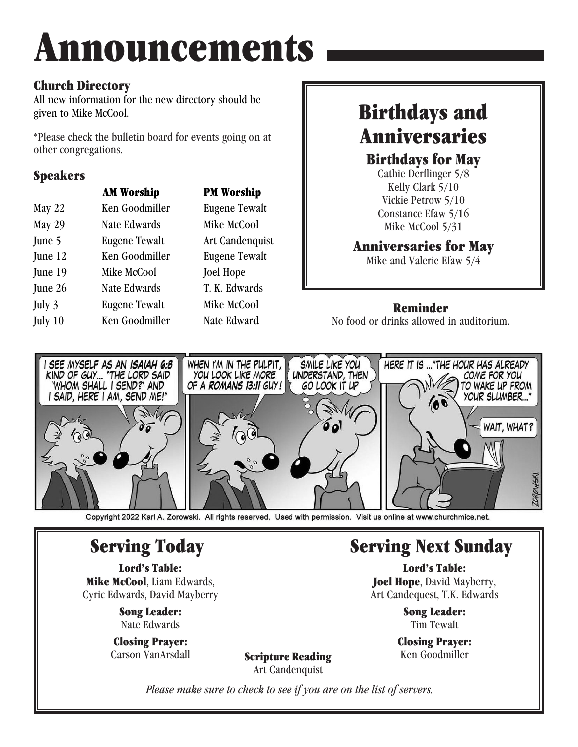# Announcements

### Church Directory

All new information for the new directory should be given to Mike McCool.

*Please check the bulletin board for events going on at other congregations.

### Speakers

| | AM Worship | PM Worship |
|---|---|---|
| May 22 | Ken Goodmiller | Eugene Tewalt |
| May 29 | Nate Edwards | Mike McCool |
| June 5 | Eugene Tewalt | Art Candenquist |
| June 12 | Ken Goodmiller | Eugene Tewalt |
| June 19 | Mike McCool | Joel Hope |
| June 26 | Nate Edwards | T. K. Edwards |
| July 3 | Eugene Tewalt | Mike McCool |
| July 10 | Ken Goodmiller | Nate Edward |

## Birthdays and Anniversaries

### Birthdays for May

Cathie Derflinger 5/8
Kelly Clark 5/10
Vickie Petrow 5/10
Constance Efaw 5/16
Mike McCool 5/31

### Anniversaries for May

Mike and Valerie Efaw 5/4

### Reminder

No food or drinks allowed in auditorium.

Copyright 2022 Karl A. Zorowski. All rights reserved. Used with permission. Visit us online at www.churchmice.net.

## Serving Today

**Lord's Table:**
**Mike McCool**, Liam Edwards, Cyric Edwards, David Mayberry

**Song Leader:**
Nate Edwards

**Closing Prayer:**
Carson VanArsdall

## Serving Next Sunday

**Lord's Table:**
**Joel Hope**, David Mayberry, Art Candequest, T.K. Edwards

**Song Leader:**
Tim Tewalt

**Closing Prayer:**
Ken Goodmiller

**Scripture Reading**
Art Candenquist

*Please make sure to check to see if you are on the list of servers.*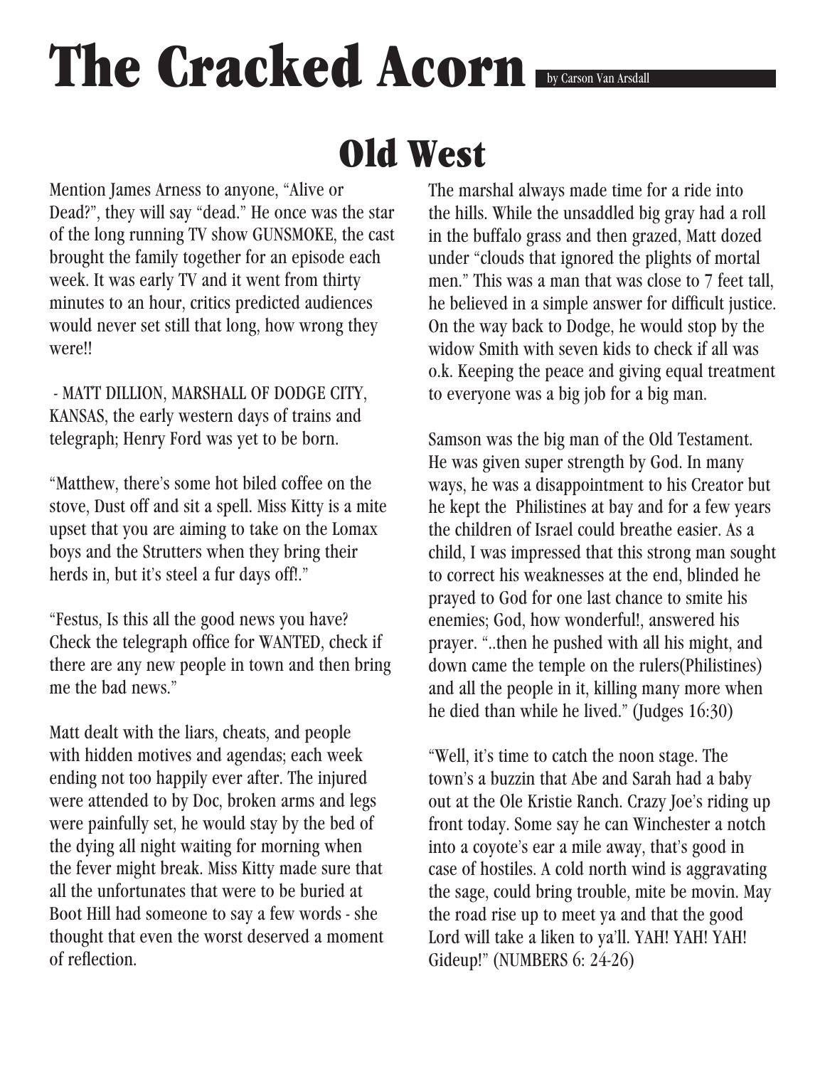# The Cracked Acorn

by Carson Van Arsdall

## Old West

Mention James Arness to anyone, "Alive or Dead?", they will say "dead." He once was the star of the long running TV show GUNSMOKE, the cast brought the family together for an episode each week. It was early TV and it went from thirty minutes to an hour, critics predicted audiences would never set still that long, how wrong they were!!

- MATT DILLION, MARSHALL OF DODGE CITY, KANSAS, the early western days of trains and telegraph; Henry Ford was yet to be born.

"Matthew, there's some hot biled coffee on the stove, Dust off and sit a spell. Miss Kitty is a mite upset that you are aiming to take on the Lomax boys and the Strutters when they bring their herds in, but it's steel a fur days off!."

"Festus, Is this all the good news you have? Check the telegraph office for WANTED, check if there are any new people in town and then bring me the bad news."

Matt dealt with the liars, cheats, and people with hidden motives and agendas; each week ending not too happily ever after. The injured were attended to by Doc, broken arms and legs were painfully set, he would stay by the bed of the dying all night waiting for morning when the fever might break. Miss Kitty made sure that all the unfortunates that were to be buried at Boot Hill had someone to say a few words - she thought that even the worst deserved a moment of reflection.

The marshal always made time for a ride into the hills. While the unsaddled big gray had a roll in the buffalo grass and then grazed, Matt dozed under "clouds that ignored the plights of mortal men." This was a man that was close to 7 feet tall, he believed in a simple answer for difficult justice. On the way back to Dodge, he would stop by the widow Smith with seven kids to check if all was o.k. Keeping the peace and giving equal treatment to everyone was a big job for a big man.

Samson was the big man of the Old Testament. He was given super strength by God. In many ways, he was a disappointment to his Creator but he kept the Philistines at bay and for a few years the children of Israel could breathe easier. As a child, I was impressed that this strong man sought to correct his weaknesses at the end, blinded he prayed to God for one last chance to smite his enemies; God, how wonderful!, answered his prayer. "..then he pushed with all his might, and down came the temple on the rulers(Philistines) and all the people in it, killing many more when he died than while he lived." (Judges 16:30)

"Well, it's time to catch the noon stage. The town's a buzzin that Abe and Sarah had a baby out at the Ole Kristie Ranch. Crazy Joe's riding up front today. Some say he can Winchester a notch into a coyote's ear a mile away, that's good in case of hostiles. A cold north wind is aggravating the sage, could bring trouble, mite be movin. May the road rise up to meet ya and that the good Lord will take a liken to ya'll. YAH! YAH! YAH! Gideup!" (NUMBERS 6: 24-26)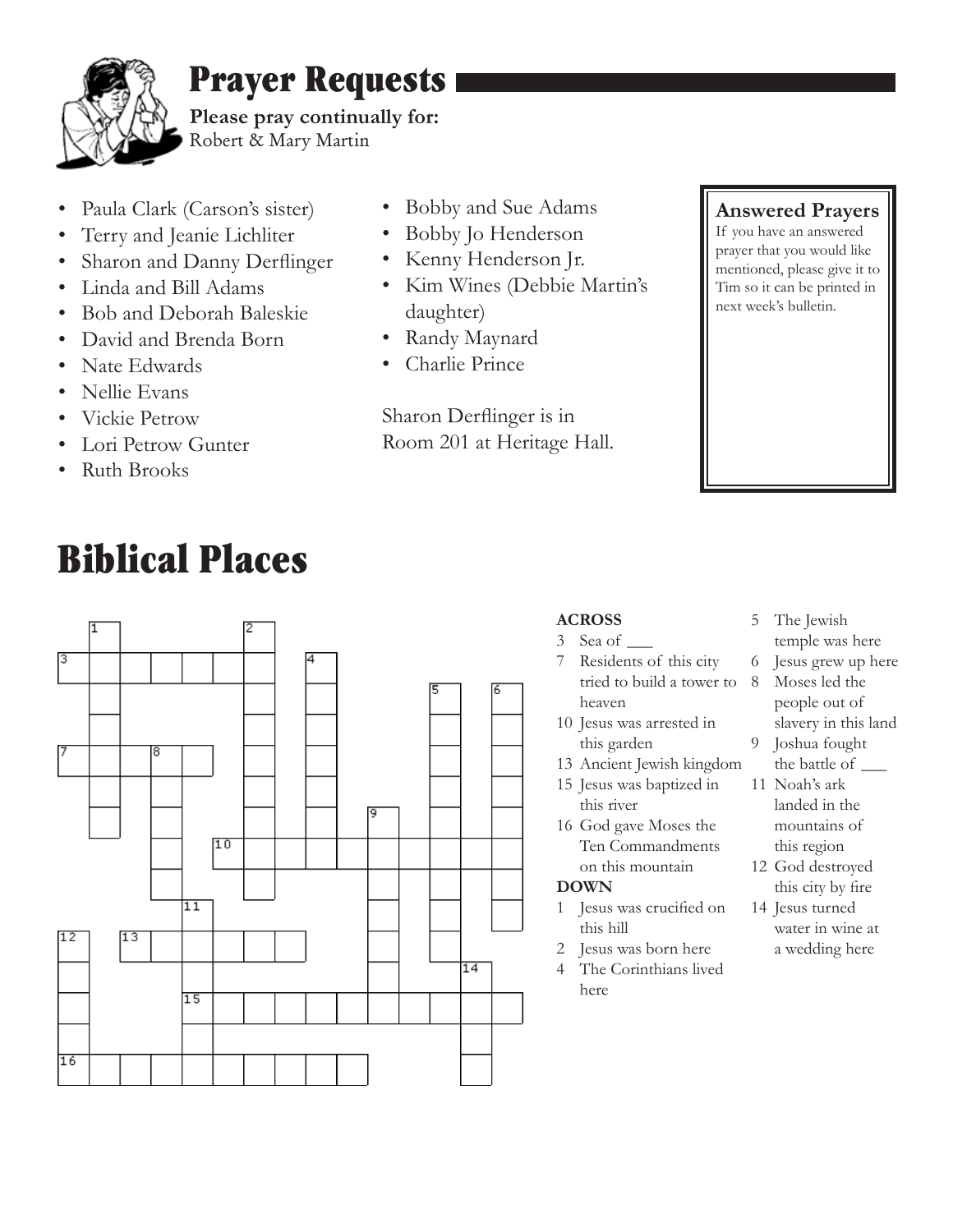# Prayer Requests

**Please pray continually for:**
Robert & Mary Martin

- Paula Clark (Carson's sister)
- Terry and Jeanie Lichliter
- Sharon and Danny Derflinger
- Linda and Bill Adams
- Bob and Deborah Baleskie
- David and Brenda Born
- Nate Edwards
- Nellie Evans
- Vickie Petrow
- Lori Petrow Gunter
- Ruth Brooks
- Bobby and Sue Adams
- Bobby Jo Henderson
- Kenny Henderson Jr.
- Kim Wines (Debbie Martin's daughter)
- Randy Maynard
- Charlie Prince

Sharon Derflinger is in Room 201 at Heritage Hall.

**Answered Prayers**
If you have an answered prayer that you would like mentioned, please give it to Tim so it can be printed in next week's bulletin.

# Biblical Places

1 2 3 4 5 6 7 8 9 10 11 12 13 14 15 16

**ACROSS**
3 Sea of ___
7 Residents of this city tried to build a tower to heaven
10 Jesus was arrested in this garden
13 Ancient Jewish kingdom
15 Jesus was baptized in this river
16 God gave Moses the Ten Commandments on this mountain

**DOWN**
1 Jesus was crucified on this hill
2 Jesus was born here
4 The Corinthians lived here
5 The Jewish temple was here
6 Jesus grew up here
8 Moses led the people out of slavery in this land
9 Joshua fought the battle of ___
11 Noah's ark landed in the mountains of this region
12 God destroyed this city by fire
14 Jesus turned water in wine at a wedding here